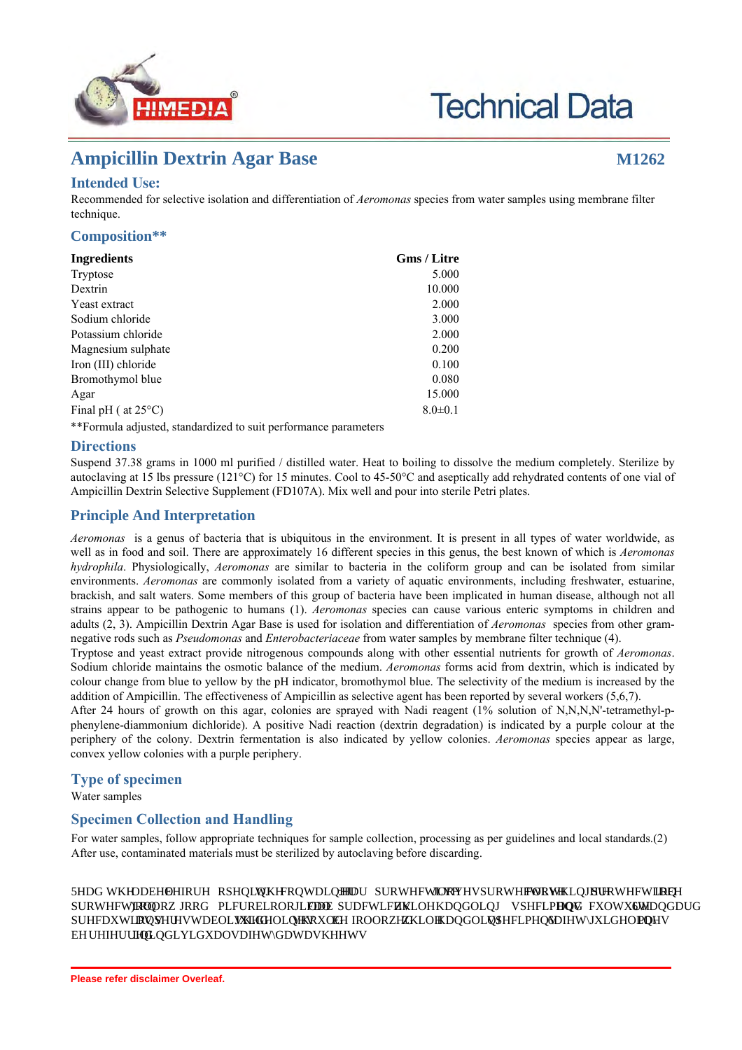# Ampicillin Dextrin Agar Base

**M1262**

## Intended Use:

Recommended for selective isolation and differentiation of *Aeromonas* species from water samples using membrane filter technique.

## Composition**

| Ingredients | Gms / Litre |
|---|---|
| Tryptose | 5.000 |
| Dextrin | 10.000 |
| Yeast extract | 2.000 |
| Sodium chloride | 3.000 |
| Potassium chloride | 2.000 |
| Magnesium sulphate | 0.200 |
| Iron (III) chloride | 0.100 |
| Bromothymol blue | 0.080 |
| Agar | 15.000 |
| Final pH ( at 25°C) | 8.0±0.1 |

**Formula adjusted, standardized to suit performance parameters

## Directions

Suspend 37.38 grams in 1000 ml purified / distilled water. Heat to boiling to dissolve the medium completely. Sterilize by autoclaving at 15 lbs pressure (121°C) for 15 minutes. Cool to 45-50°C and aseptically add rehydrated contents of one vial of Ampicillin Dextrin Selective Supplement (FD107A). Mix well and pour into sterile Petri plates.

## Principle And Interpretation

*Aeromonas* is a genus of bacteria that is ubiquitous in the environment. It is present in all types of water worldwide, as well as in food and soil. There are approximately 16 different species in this genus, the best known of which is *Aeromonas hydrophila*. Physiologically, *Aeromonas* are similar to bacteria in the coliform group and can be isolated from similar environments. *Aeromonas* are commonly isolated from a variety of aquatic environments, including freshwater, estuarine, brackish, and salt waters. Some members of this group of bacteria have been implicated in human disease, although not all strains appear to be pathogenic to humans (1). *Aeromonas* species can cause various enteric symptoms in children and adults (2, 3). Ampicillin Dextrin Agar Base is used for isolation and differentiation of *Aeromonas* species from other gram-negative rods such as *Pseudomonas* and *Enterobacteriaceae* from water samples by membrane filter technique (4).

Tryptose and yeast extract provide nitrogenous compounds along with other essential nutrients for growth of *Aeromonas*. Sodium chloride maintains the osmotic balance of the medium. *Aeromonas* forms acid from dextrin, which is indicated by colour change from blue to yellow by the pH indicator, bromothymol blue. The selectivity of the medium is increased by the addition of Ampicillin. The effectiveness of Ampicillin as selective agent has been reported by several workers (5,6,7).

After 24 hours of growth on this agar, colonies are sprayed with Nadi reagent (1% solution of N,N,N,N'-tetramethyl-p-phenylene-diammonium dichloride). A positive Nadi reaction (dextrin degradation) is indicated by a purple colour at the periphery of the colony. Dextrin fermentation is also indicated by yellow colonies. *Aeromonas* species appear as large, convex yellow colonies with a purple periphery.

## Type of specimen

Water samples

## Specimen Collection and Handling

For water samples, follow appropriate techniques for sample collection, processing as per guidelines and local standards.(2)
After use, contaminated materials must be sterilized by autoclaving before discarding.

5HDG WKH ODEHO EHIRUH RSHQLQJ WKH FRQWDLQHU :HDU SURWHFWLYH JORYHV SURWHFWLYH FORWKLQJ SURWHFWLYH H\H SURWHFWLRQ IDFH SURWHFWLRQ )ROORZ JRRG PLFURELRORJLFDO ODE SUDFWLFHV ZKLOH KDQGOLQJ VSHFLPHQV DQG FXOWXUH 6WDQGDUG SUHFDXWLRQV DV SHU HVWDEOLVKHG JXLGHOLQHV VKRXOG EH IROORZHG ZKLOH KDQGOLQJ VSHFLPHQV 6DIHW\ JXLGHOLQHV PD\ EH UHIHUUHG LQ LQGLYLGXDO VDIHW\ GDWD VKHHWV

Please refer disclaimer Overleaf.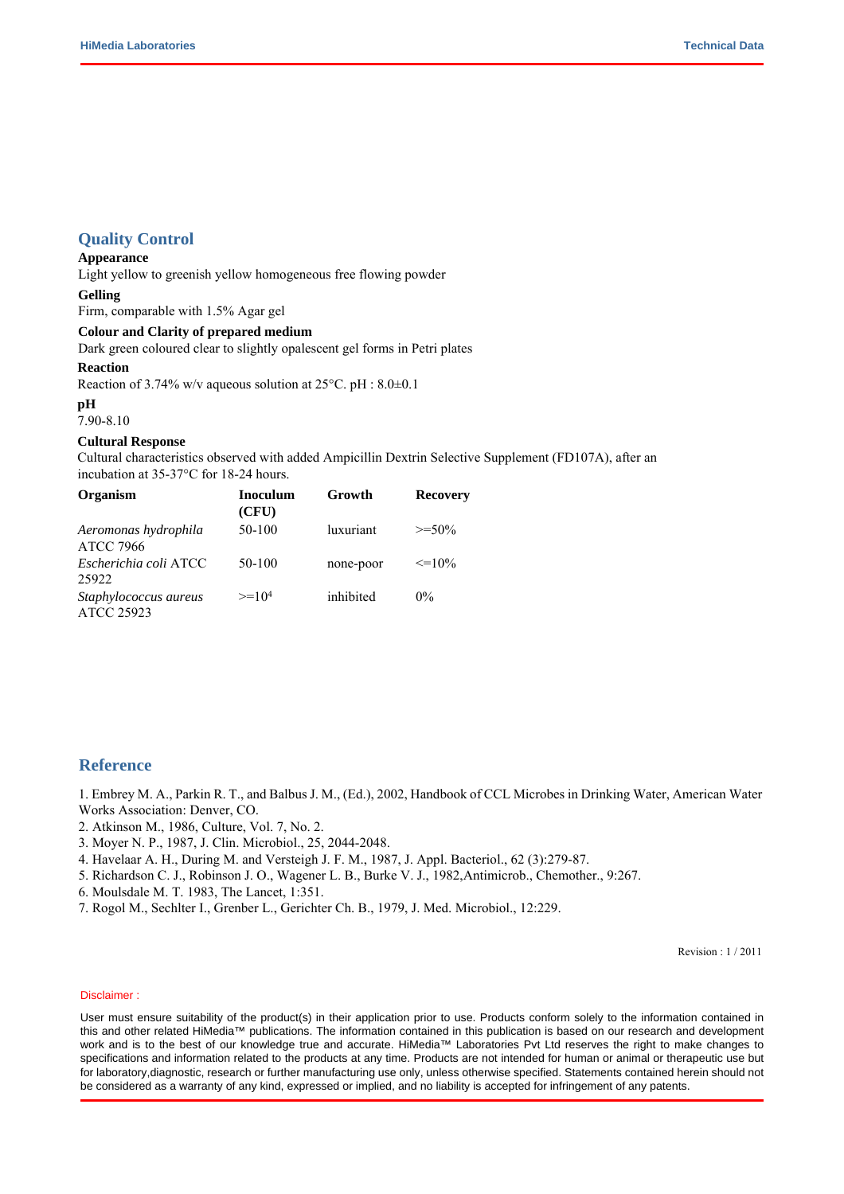## Quality Control

**Appearance**

Light yellow to greenish yellow homogeneous free flowing powder

**Gelling**

Firm, comparable with 1.5% Agar gel

**Colour and Clarity of prepared medium**

Dark green coloured clear to slightly opalescent gel forms in Petri plates

**Reaction**

Reaction of 3.74% w/v aqueous solution at 25°C. pH : 8.0±0.1

**pH**

7.90-8.10

**Cultural Response**

Cultural characteristics observed with added Ampicillin Dextrin Selective Supplement (FD107A), after an incubation at 35-37°C for 18-24 hours.

| Organism | Inoculum (CFU) | Growth | Recovery |
|---|---|---|---|
| *Aeromonas hydrophila* ATCC 7966 | 50-100 | luxuriant | >=50% |
| *Escherichia coli* ATCC 25922 | 50-100 | none-poor | <=10% |
| *Staphylococcus aureus* ATCC 25923 | $>=10^4$ | inhibited | 0% |

## Reference

1. Embrey M. A., Parkin R. T., and Balbus J. M., (Ed.), 2002, Handbook of CCL Microbes in Drinking Water, American Water Works Association: Denver, CO.
2. Atkinson M., 1986, Culture, Vol. 7, No. 2.
3. Moyer N. P., 1987, J. Clin. Microbiol., 25, 2044-2048.
4. Havelaar A. H., During M. and Versteigh J. F. M., 1987, J. Appl. Bacteriol., 62 (3):279-87.
5. Richardson C. J., Robinson J. O., Wagener L. B., Burke V. J., 1982,Antimicrob., Chemother., 9:267.
6. Moulsdale M. T. 1983, The Lancet, 1:351.
7. Rogol M., Sechlter I., Grenber L., Gerichter Ch. B., 1979, J. Med. Microbiol., 12:229.

Revision : 1 / 2011

Disclaimer :

User must ensure suitability of the product(s) in their application prior to use. Products conform solely to the information contained in this and other related HiMedia™ publications. The information contained in this publication is based on our research and development work and is to the best of our knowledge true and accurate. HiMedia™ Laboratories Pvt Ltd reserves the right to make changes to specifications and information related to the products at any time. Products are not intended for human or animal or therapeutic use but for laboratory,diagnostic, research or further manufacturing use only, unless otherwise specified. Statements contained herein should not be considered as a warranty of any kind, expressed or implied, and no liability is accepted for infringement of any patents.